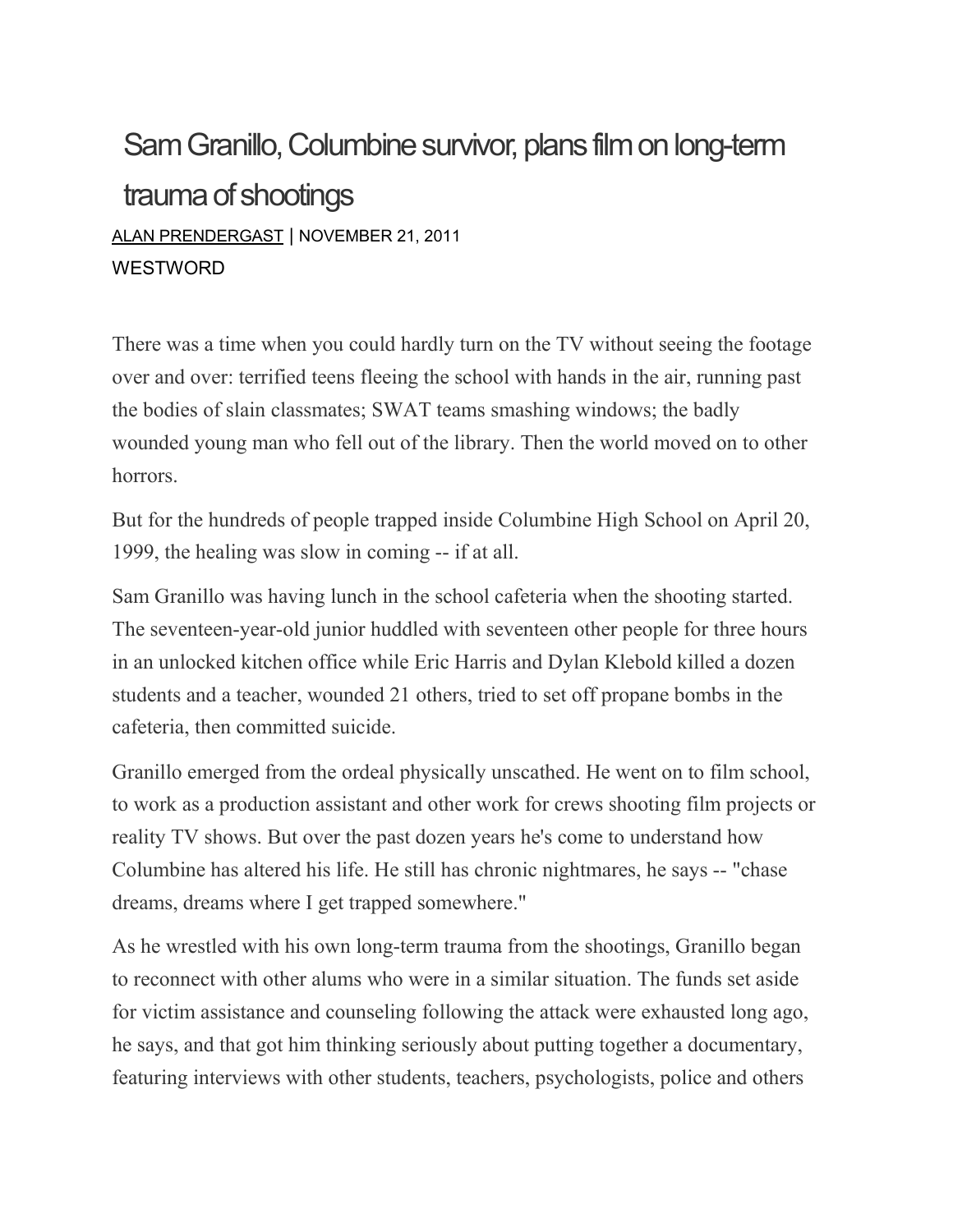# Sam Granillo, Columbine survivor, plans film on long-term trauma of shootings

ALAN PRENDERGAST | NOVEMBER 21, 2011

WESTWORD

There was a time when you could hardly turn on the TV without seeing the footage over and over: terrified teens fleeing the school with hands in the air, running past the bodies of slain classmates; SWAT teams smashing windows; the badly wounded young man who fell out of the library. Then the world moved on to other horrors.

But for the hundreds of people trapped inside Columbine High School on April 20, 1999, the healing was slow in coming -- if at all.

Sam Granillo was having lunch in the school cafeteria when the shooting started. The seventeen-year-old junior huddled with seventeen other people for three hours in an unlocked kitchen office while Eric Harris and Dylan Klebold killed a dozen students and a teacher, wounded 21 others, tried to set off propane bombs in the cafeteria, then committed suicide.

Granillo emerged from the ordeal physically unscathed. He went on to film school, to work as a production assistant and other work for crews shooting film projects or reality TV shows. But over the past dozen years he's come to understand how Columbine has altered his life. He still has chronic nightmares, he says -- "chase dreams, dreams where I get trapped somewhere."

As he wrestled with his own long-term trauma from the shootings, Granillo began to reconnect with other alums who were in a similar situation. The funds set aside for victim assistance and counseling following the attack were exhausted long ago, he says, and that got him thinking seriously about putting together a documentary, featuring interviews with other students, teachers, psychologists, police and others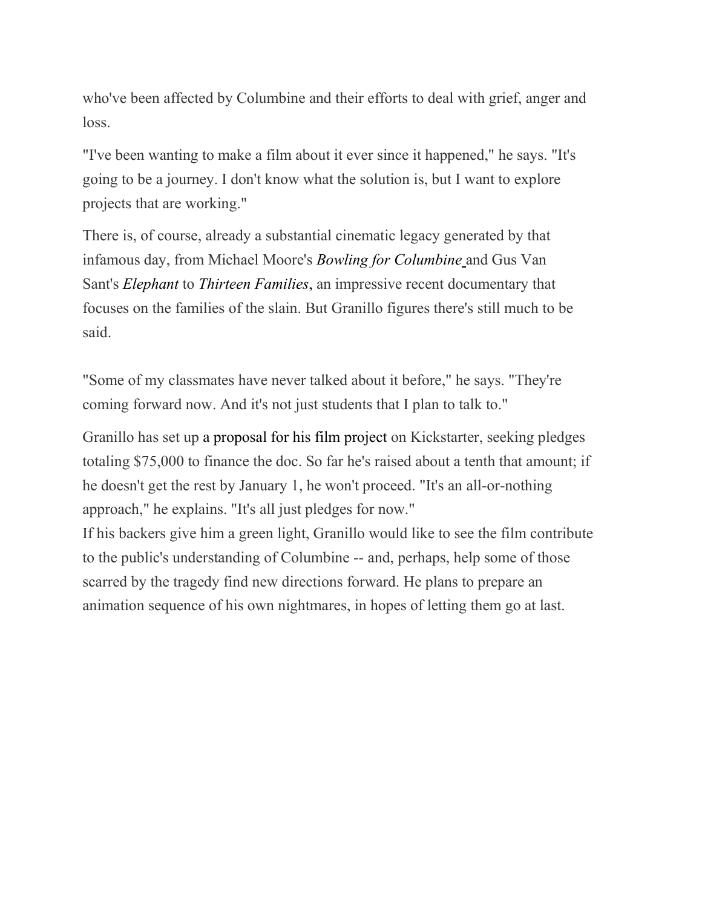who've been affected by Columbine and their efforts to deal with grief, anger and loss.

"I've been wanting to make a film about it ever since it happened," he says. "It's going to be a journey. I don't know what the solution is, but I want to explore projects that are working."

There is, of course, already a substantial cinematic legacy generated by that infamous day, from Michael Moore's *Bowling for Columbine* and Gus Van Sant's *Elephant* to *Thirteen Families*, an impressive recent documentary that focuses on the families of the slain. But Granillo figures there's still much to be said.

"Some of my classmates have never talked about it before," he says. "They're coming forward now. And it's not just students that I plan to talk to."

Granillo has set up a proposal for his film project on Kickstarter, seeking pledges totaling $75,000 to finance the doc. So far he's raised about a tenth that amount; if he doesn't get the rest by January 1, he won't proceed. "It's an all-or-nothing approach," he explains. "It's all just pledges for now."

If his backers give him a green light, Granillo would like to see the film contribute to the public's understanding of Columbine -- and, perhaps, help some of those scarred by the tragedy find new directions forward. He plans to prepare an animation sequence of his own nightmares, in hopes of letting them go at last.